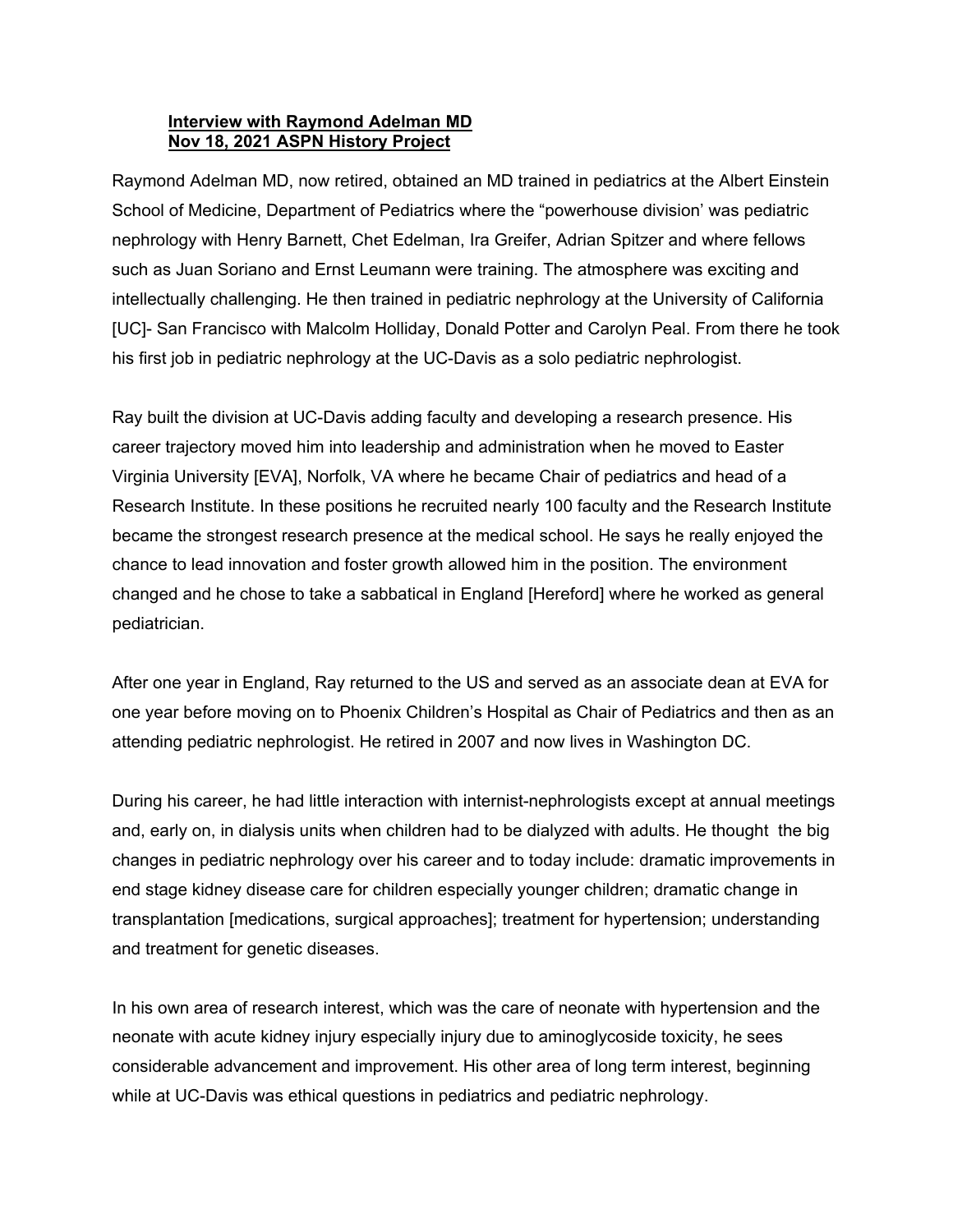**Interview with Raymond Adelman MD**
**Nov 18, 2021 ASPN History Project**

Raymond Adelman MD, now retired, obtained an MD trained in pediatrics at the Albert Einstein School of Medicine, Department of Pediatrics where the "powerhouse division' was pediatric nephrology with Henry Barnett, Chet Edelman, Ira Greifer, Adrian Spitzer and where fellows such as Juan Soriano and Ernst Leumann were training. The atmosphere was exciting and intellectually challenging. He then trained in pediatric nephrology at the University of California [UC]- San Francisco with Malcolm Holliday, Donald Potter and Carolyn Peal. From there he took his first job in pediatric nephrology at the UC-Davis as a solo pediatric nephrologist.

Ray built the division at UC-Davis adding faculty and developing a research presence. His career trajectory moved him into leadership and administration when he moved to Easter Virginia University [EVA], Norfolk, VA where he became Chair of pediatrics and head of a Research Institute. In these positions he recruited nearly 100 faculty and the Research Institute became the strongest research presence at the medical school. He says he really enjoyed the chance to lead innovation and foster growth allowed him in the position. The environment changed and he chose to take a sabbatical in England [Hereford] where he worked as general pediatrician.

After one year in England, Ray returned to the US and served as an associate dean at EVA for one year before moving on to Phoenix Children's Hospital as Chair of Pediatrics and then as an attending pediatric nephrologist. He retired in 2007 and now lives in Washington DC.

During his career, he had little interaction with internist-nephrologists except at annual meetings and, early on, in dialysis units when children had to be dialyzed with adults. He thought the big changes in pediatric nephrology over his career and to today include: dramatic improvements in end stage kidney disease care for children especially younger children; dramatic change in transplantation [medications, surgical approaches]; treatment for hypertension; understanding and treatment for genetic diseases.

In his own area of research interest, which was the care of neonate with hypertension and the neonate with acute kidney injury especially injury due to aminoglycoside toxicity, he sees considerable advancement and improvement. His other area of long term interest, beginning while at UC-Davis was ethical questions in pediatrics and pediatric nephrology.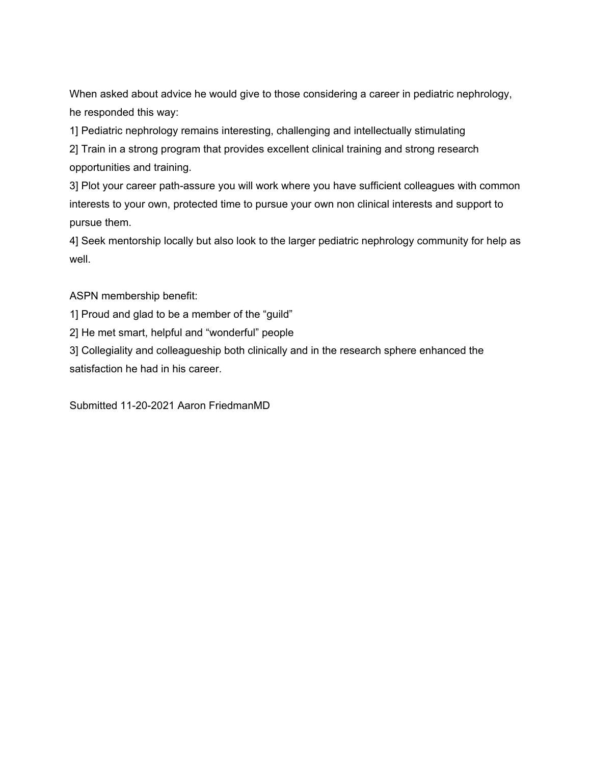When asked about advice he would give to those considering a career in pediatric nephrology, he responded this way:

1] Pediatric nephrology remains interesting, challenging and intellectually stimulating

2] Train in a strong program that provides excellent clinical training and strong research opportunities and training.

3] Plot your career path-assure you will work where you have sufficient colleagues with common interests to your own, protected time to pursue your own non clinical interests and support to pursue them.

4] Seek mentorship locally but also look to the larger pediatric nephrology community for help as well.

ASPN membership benefit:

1] Proud and glad to be a member of the "guild"

2] He met smart, helpful and "wonderful" people

3] Collegiality and colleagueship both clinically and in the research sphere enhanced the satisfaction he had in his career.

Submitted 11-20-2021 Aaron FriedmanMD